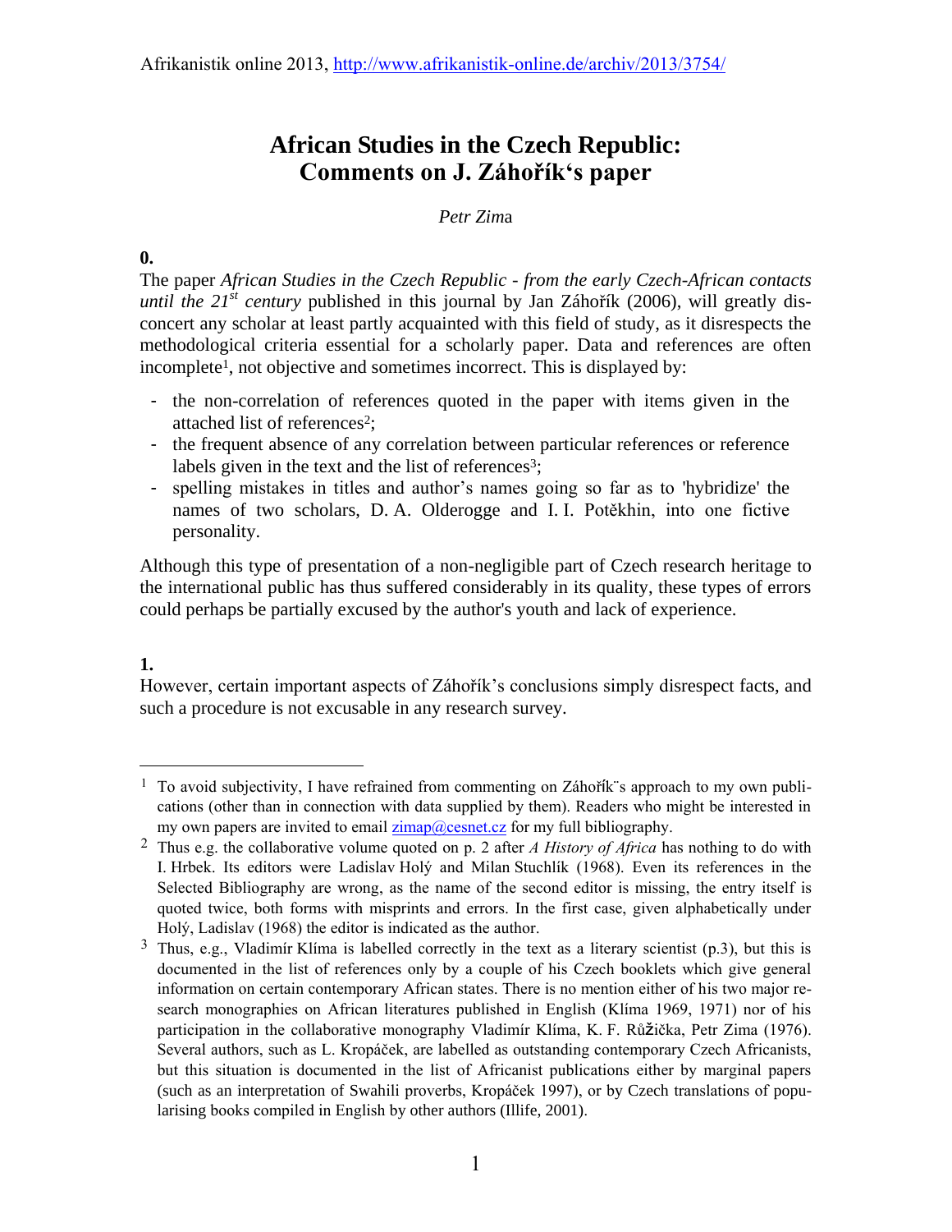Afrikanistik online 2013, http://www.afrikanistik-online.de/archiv/2013/3754/

# African Studies in the Czech Republic: Comments on J. Záhořík's paper

*Petr Zima*

**0.**

The paper *African Studies in the Czech Republic - from the early Czech-African contacts until the 21st century* published in this journal by Jan Záhořík (2006), will greatly disconcert any scholar at least partly acquainted with this field of study, as it disrespects the methodological criteria essential for a scholarly paper. Data and references are often incomplete[1], not objective and sometimes incorrect. This is displayed by:

- the non-correlation of references quoted in the paper with items given in the attached list of references[2];
- the frequent absence of any correlation between particular references or reference labels given in the text and the list of references[3];
- spelling mistakes in titles and author's names going so far as to 'hybridize' the names of two scholars, D. A. Olderogge and I. I. Potěkhin, into one fictive personality.

Although this type of presentation of a non-negligible part of Czech research heritage to the international public has thus suffered considerably in its quality, these types of errors could perhaps be partially excused by the author's youth and lack of experience.

**1.**

However, certain important aspects of Záhořík's conclusions simply disrespect facts, and such a procedure is not excusable in any research survey.

---

[1] To avoid subjectivity, I have refrained from commenting on Záhořík¨s approach to my own publications (other than in connection with data supplied by them). Readers who might be interested in my own papers are invited to email zimap@cesnet.cz for my full bibliography.

[2] Thus e.g. the collaborative volume quoted on p. 2 after *A History of Africa* has nothing to do with I. Hrbek. Its editors were Ladislav Holý and Milan Stuchlík (1968). Even its references in the Selected Bibliography are wrong, as the name of the second editor is missing, the entry itself is quoted twice, both forms with misprints and errors. In the first case, given alphabetically under Holý, Ladislav (1968) the editor is indicated as the author.

[3] Thus, e.g., Vladimír Klíma is labelled correctly in the text as a literary scientist (p.3), but this is documented in the list of references only by a couple of his Czech booklets which give general information on certain contemporary African states. There is no mention either of his two major research monographies on African literatures published in English (Klíma 1969, 1971) nor of his participation in the collaborative monography Vladimír Klíma, K. F. Růžička, Petr Zima (1976). Several authors, such as L. Kropáček, are labelled as outstanding contemporary Czech Africanists, but this situation is documented in the list of Africanist publications either by marginal papers (such as an interpretation of Swahili proverbs, Kropáček 1997), or by Czech translations of popularising books compiled in English by other authors (Illife, 2001).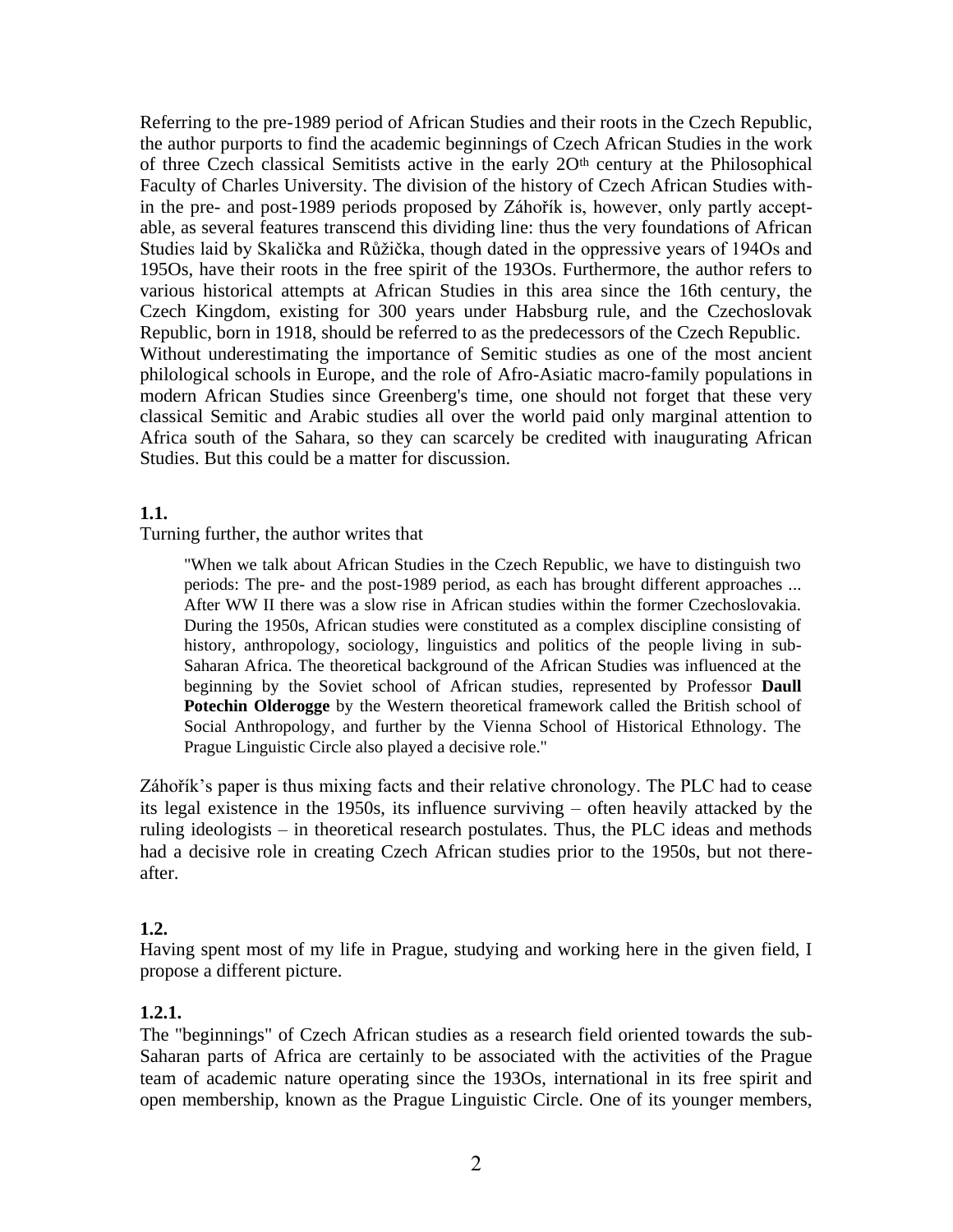Referring to the pre-1989 period of African Studies and their roots in the Czech Republic, the author purports to find the academic beginnings of Czech African Studies in the work of three Czech classical Semitists active in the early 2Oth century at the Philosophical Faculty of Charles University. The division of the history of Czech African Studies within the pre- and post-1989 periods proposed by Záhořík is, however, only partly acceptable, as several features transcend this dividing line: thus the very foundations of African Studies laid by Skalička and Růžička, though dated in the oppressive years of 194Os and 195Os, have their roots in the free spirit of the 193Os. Furthermore, the author refers to various historical attempts at African Studies in this area since the 16th century, the Czech Kingdom, existing for 300 years under Habsburg rule, and the Czechoslovak Republic, born in 1918, should be referred to as the predecessors of the Czech Republic.
Without underestimating the importance of Semitic studies as one of the most ancient philological schools in Europe, and the role of Afro-Asiatic macro-family populations in modern African Studies since Greenberg's time, one should not forget that these very classical Semitic and Arabic studies all over the world paid only marginal attention to Africa south of the Sahara, so they can scarcely be credited with inaugurating African Studies. But this could be a matter for discussion.

**1.1.**

Turning further, the author writes that

> "When we talk about African Studies in the Czech Republic, we have to distinguish two periods: The pre- and the post-1989 period, as each has brought different approaches ... After WW II there was a slow rise in African studies within the former Czechoslovakia. During the 1950s, African studies were constituted as a complex discipline consisting of history, anthropology, sociology, linguistics and politics of the people living in sub-Saharan Africa. The theoretical background of the African Studies was influenced at the beginning by the Soviet school of African studies, represented by Professor **Daull Potechin Olderogge** by the Western theoretical framework called the British school of Social Anthropology, and further by the Vienna School of Historical Ethnology. The Prague Linguistic Circle also played a decisive role."

Záhořík's paper is thus mixing facts and their relative chronology. The PLC had to cease its legal existence in the 1950s, its influence surviving – often heavily attacked by the ruling ideologists – in theoretical research postulates. Thus, the PLC ideas and methods had a decisive role in creating Czech African studies prior to the 1950s, but not thereafter.

**1.2.**

Having spent most of my life in Prague, studying and working here in the given field, I propose a different picture.

**1.2.1.**

The "beginnings" of Czech African studies as a research field oriented towards the sub-Saharan parts of Africa are certainly to be associated with the activities of the Prague team of academic nature operating since the 193Os, international in its free spirit and open membership, known as the Prague Linguistic Circle. One of its younger members,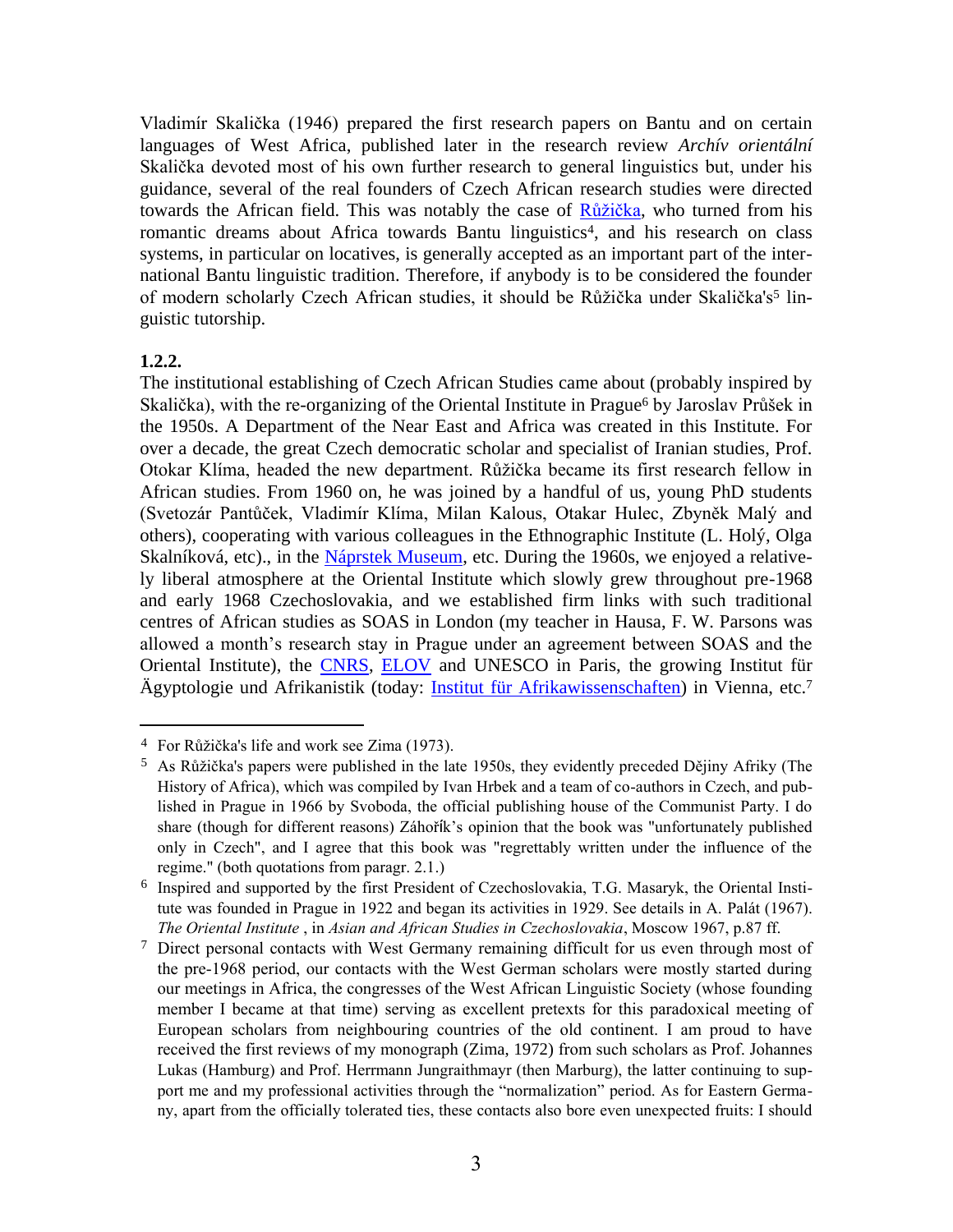Vladimír Skalička (1946) prepared the first research papers on Bantu and on certain languages of West Africa, published later in the research review *Archív orientální* Skalička devoted most of his own further research to general linguistics but, under his guidance, several of the real founders of Czech African research studies were directed towards the African field. This was notably the case of [Růžička](), who turned from his romantic dreams about Africa towards Bantu linguistics[4], and his research on class systems, in particular on locatives, is generally accepted as an important part of the international Bantu linguistic tradition. Therefore, if anybody is to be considered the founder of modern scholarly Czech African studies, it should be Růžička under Skalička's[5] linguistic tutorship.

**1.2.2.**

The institutional establishing of Czech African Studies came about (probably inspired by Skalička), with the re-organizing of the Oriental Institute in Prague[6] by Jaroslav Průšek in the 1950s. A Department of the Near East and Africa was created in this Institute. For over a decade, the great Czech democratic scholar and specialist of Iranian studies, Prof. Otokar Klíma, headed the new department. Růžička became its first research fellow in African studies. From 1960 on, he was joined by a handful of us, young PhD students (Svetozár Pantůček, Vladimír Klíma, Milan Kalous, Otakar Hulec, Zbyněk Malý and others), cooperating with various colleagues in the Ethnographic Institute (L. Holý, Olga Skalníková, etc)., in the [Náprstek Museum](), etc. During the 1960s, we enjoyed a relatively liberal atmosphere at the Oriental Institute which slowly grew throughout pre-1968 and early 1968 Czechoslovakia, and we established firm links with such traditional centres of African studies as SOAS in London (my teacher in Hausa, F. W. Parsons was allowed a month's research stay in Prague under an agreement between SOAS and the Oriental Institute), the [CNRS](), [ELOV]() and UNESCO in Paris, the growing Institut für Ägyptologie und Afrikanistik (today: [Institut für Afrikawissenschaften]()) in Vienna, etc.[7]

---

[4] For Růžička's life and work see Zima (1973).

[5] As Růžička's papers were published in the late 1950s, they evidently preceded Dějiny Afriky (The History of Africa), which was compiled by Ivan Hrbek and a team of co-authors in Czech, and published in Prague in 1966 by Svoboda, the official publishing house of the Communist Party. I do share (though for different reasons) Záhořík's opinion that the book was "unfortunately published only in Czech", and I agree that this book was "regrettably written under the influence of the regime." (both quotations from paragr. 2.1.)

[6] Inspired and supported by the first President of Czechoslovakia, T.G. Masaryk, the Oriental Institute was founded in Prague in 1922 and began its activities in 1929. See details in A. Palát (1967). *The Oriental Institute* , in *Asian and African Studies in Czechoslovakia*, Moscow 1967, p.87 ff.

[7] Direct personal contacts with West Germany remaining difficult for us even through most of the pre-1968 period, our contacts with the West German scholars were mostly started during our meetings in Africa, the congresses of the West African Linguistic Society (whose founding member I became at that time) serving as excellent pretexts for this paradoxical meeting of European scholars from neighbouring countries of the old continent. I am proud to have received the first reviews of my monograph (Zima, 1972) from such scholars as Prof. Johannes Lukas (Hamburg) and Prof. Herrmann Jungraithmayr (then Marburg), the latter continuing to support me and my professional activities through the "normalization" period. As for Eastern Germany, apart from the officially tolerated ties, these contacts also bore even unexpected fruits: I should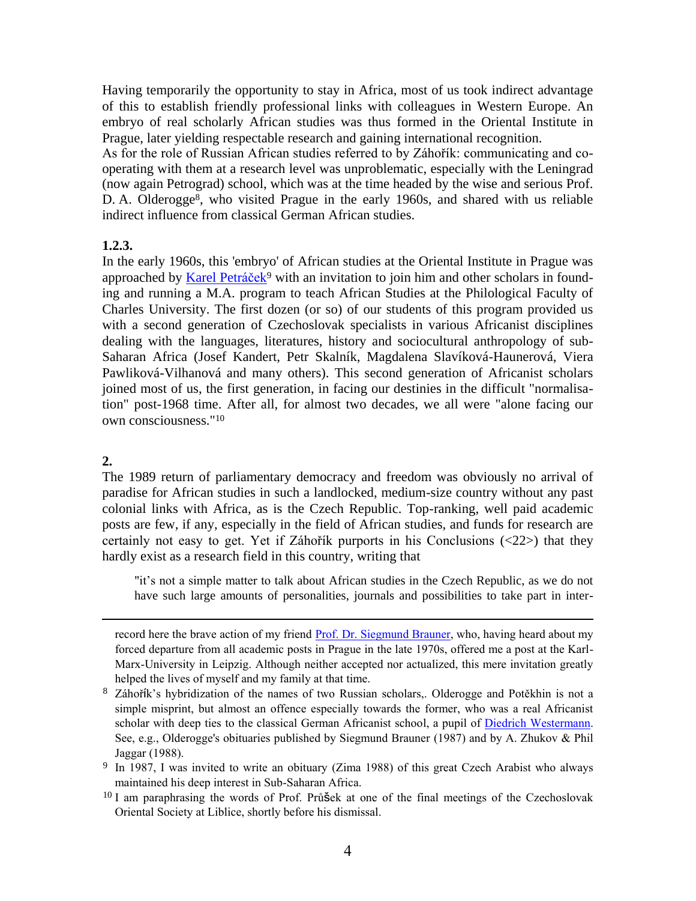Having temporarily the opportunity to stay in Africa, most of us took indirect advantage of this to establish friendly professional links with colleagues in Western Europe. An embryo of real scholarly African studies was thus formed in the Oriental Institute in Prague, later yielding respectable research and gaining international recognition.

As for the role of Russian African studies referred to by Záhořík: communicating and co-operating with them at a research level was unproblematic, especially with the Leningrad (now again Petrograd) school, which was at the time headed by the wise and serious Prof. D. A. Olderogge[8], who visited Prague in the early 1960s, and shared with us reliable indirect influence from classical German African studies.

**1.2.3.**

In the early 1960s, this 'embryo' of African studies at the Oriental Institute in Prague was approached by Karel Petráček[9] with an invitation to join him and other scholars in founding and running a M.A. program to teach African Studies at the Philological Faculty of Charles University. The first dozen (or so) of our students of this program provided us with a second generation of Czechoslovak specialists in various Africanist disciplines dealing with the languages, literatures, history and sociocultural anthropology of sub-Saharan Africa (Josef Kandert, Petr Skalník, Magdalena Slavíková-Haunerová, Viera Pawliková-Vilhanová and many others). This second generation of Africanist scholars joined most of us, the first generation, in facing our destinies in the difficult "normalisation" post-1968 time. After all, for almost two decades, we all were "alone facing our own consciousness."[10]

**2.**

The 1989 return of parliamentary democracy and freedom was obviously no arrival of paradise for African studies in such a landlocked, medium-size country without any past colonial links with Africa, as is the Czech Republic. Top-ranking, well paid academic posts are few, if any, especially in the field of African studies, and funds for research are certainly not easy to get. Yet if Záhořík purports in his Conclusions (<22>) that they hardly exist as a research field in this country, writing that

> "it's not a simple matter to talk about African studies in the Czech Republic, as we do not have such large amounts of personalities, journals and possibilities to take part in inter-

---

record here the brave action of my friend Prof. Dr. Siegmund Brauner, who, having heard about my forced departure from all academic posts in Prague in the late 1970s, offered me a post at the Karl-Marx-University in Leipzig. Although neither accepted nor actualized, this mere invitation greatly helped the lives of myself and my family at that time.

[8] Záhořík's hybridization of the names of two Russian scholars,. Olderogge and Potěkhin is not a simple misprint, but almost an offence especially towards the former, who was a real Africanist scholar with deep ties to the classical German Africanist school, a pupil of Diedrich Westermann. See, e.g., Olderogge's obituaries published by Siegmund Brauner (1987) and by A. Zhukov & Phil Jaggar (1988).

[9] In 1987, I was invited to write an obituary (Zima 1988) of this great Czech Arabist who always maintained his deep interest in Sub-Saharan Africa.

[10] I am paraphrasing the words of Prof. Průšek at one of the final meetings of the Czechoslovak Oriental Society at Liblice, shortly before his dismissal.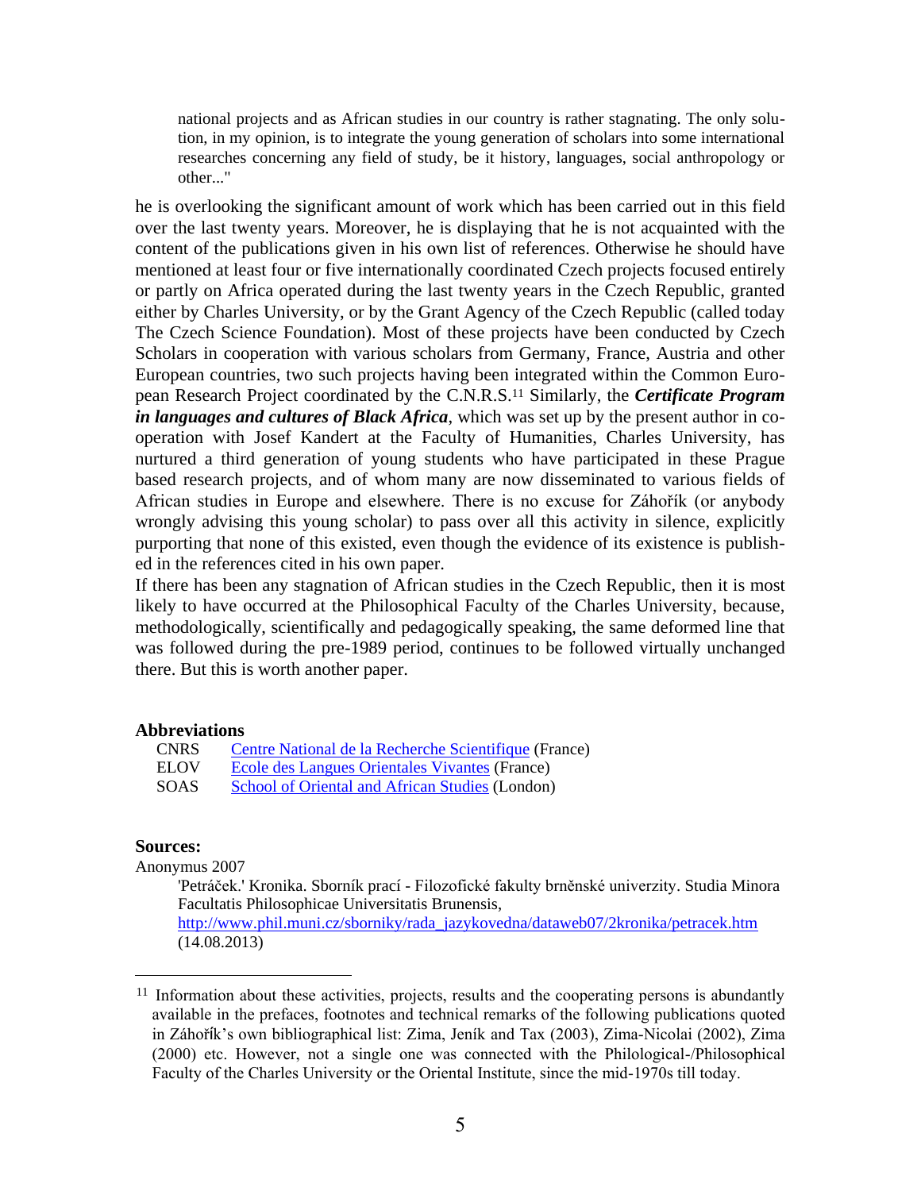> national projects and as African studies in our country is rather stagnating. The only solution, in my opinion, is to integrate the young generation of scholars into some international researches concerning any field of study, be it history, languages, social anthropology or other..."

he is overlooking the significant amount of work which has been carried out in this field over the last twenty years. Moreover, he is displaying that he is not acquainted with the content of the publications given in his own list of references. Otherwise he should have mentioned at least four or five internationally coordinated Czech projects focused entirely or partly on Africa operated during the last twenty years in the Czech Republic, granted either by Charles University, or by the Grant Agency of the Czech Republic (called today The Czech Science Foundation). Most of these projects have been conducted by Czech Scholars in cooperation with various scholars from Germany, France, Austria and other European countries, two such projects having been integrated within the Common European Research Project coordinated by the C.N.R.S.[11] Similarly, the ***Certificate Program in languages and cultures of Black Africa***, which was set up by the present author in cooperation with Josef Kandert at the Faculty of Humanities, Charles University, has nurtured a third generation of young students who have participated in these Prague based research projects, and of whom many are now disseminated to various fields of African studies in Europe and elsewhere. There is no excuse for Záhořík (or anybody wrongly advising this young scholar) to pass over all this activity in silence, explicitly purporting that none of this existed, even though the evidence of its existence is published in the references cited in his own paper.

If there has been any stagnation of African studies in the Czech Republic, then it is most likely to have occurred at the Philosophical Faculty of the Charles University, because, methodologically, scientifically and pedagogically speaking, the same deformed line that was followed during the pre-1989 period, continues to be followed virtually unchanged there. But this is worth another paper.

## Abbreviations

| | |
|---|---|
| CNRS | Centre National de la Recherche Scientifique (France) |
| ELOV | Ecole des Langues Orientales Vivantes (France) |
| SOAS | School of Oriental and African Studies (London) |

## Sources:

Anonymus 2007

'Petráček.' Kronika. Sborník prací - Filozofické fakulty brněnské univerzity. Studia Minora Facultatis Philosophicae Universitatis Brunensis, http://www.phil.muni.cz/sborniky/rada_jazykovedna/dataweb07/2kronika/petracek.htm (14.08.2013)

---

[11] Information about these activities, projects, results and the cooperating persons is abundantly available in the prefaces, footnotes and technical remarks of the following publications quoted in Záhořík's own bibliographical list: Zima, Jeník and Tax (2003), Zima-Nicolai (2002), Zima (2000) etc. However, not a single one was connected with the Philological-/Philosophical Faculty of the Charles University or the Oriental Institute, since the mid-1970s till today.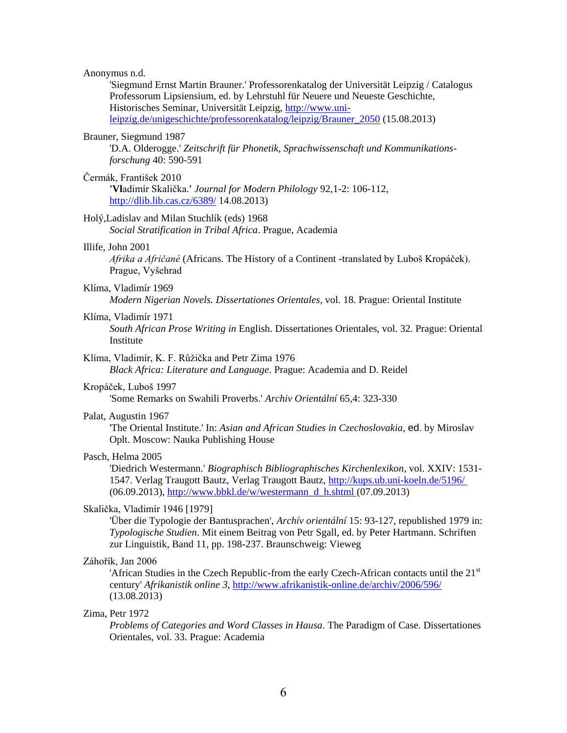Anonymus n.d.
'Siegmund Ernst Martin Brauner.' Professorenkatalog der Universität Leipzig / Catalogus Professorum Lipsiensium, ed. by Lehrstuhl für Neuere und Neueste Geschichte, Historisches Seminar, Universität Leipzig, http://www.uni-leipzig.de/unigeschichte/professorenkatalog/leipzig/Brauner_2050 (15.08.2013)

Brauner, Siegmund 1987
'D.A. Olderogge.' *Zeitschrift für Phonetik, Sprachwissenschaft und Kommunikations-forschung* 40: 590-591

Čermák, František 2010
'**Vl**adimír Skalička.' *Journal for Modern Philology* 92,1-2: 106-112, http://dlib.lib.cas.cz/6389/ 14.08.2013)

Holý,Ladislav and Milan Stuchlík (eds) 1968
*Social Stratification in Tribal Africa*. Prague, Academia

Illife, John 2001
*Afrika a Afričané* (Africans. The History of a Continent -translated by Luboš Kropáček). Prague, Vyšehrad

Klíma, Vladimír 1969
*Modern Nigerian Novels. Dissertationes Orientales*, vol. 18. Prague: Oriental Institute

Klíma, Vladimír 1971
*South African Prose Writing in* English. Dissertationes Orientales, vol. 32. Prague: Oriental Institute

Klíma, Vladimír, K. F. Růžička and Petr Zima 1976
*Black Africa: Literature and Language*. Prague: Academia and D. Reidel

Kropáček, Luboš 1997
'Some Remarks on Swahili Proverbs.' *Archiv Orientální* 65,4: 323-330

Palat, Augustin 1967
'The Oriental Institute.' In: *Asian and African Studies in Czechoslovakia,* ed. by Miroslav Oplt. Moscow: Nauka Publishing House

Pasch, Helma 2005
'Diedrich Westermann.' *Biographisch Bibliographisches Kirchenlexikon*, vol. XXIV: 1531-1547. Verlag Traugott Bautz, Verlag Traugott Bautz, http://kups.ub.uni-koeln.de/5196/ (06.09.2013), http://www.bbkl.de/w/westermann_d_h.shtml (07.09.2013)

Skalička, Vladimír 1946 [1979]
'Über die Typologie der Bantusprachen', *Archív orientální* 15: 93-127, republished 1979 in: *Typologische Studien*. Mit einem Beitrag von Petr Sgall, ed. by Peter Hartmann. Schriften zur Linguistik, Band 11, pp. 198-237. Braunschweig: Vieweg

Záhořík, Jan 2006
'African Studies in the Czech Republic-from the early Czech-African contacts until the 21st century' *Afrikanistik online 3,* http://www.afrikanistik-online.de/archiv/2006/596/ (13.08.2013)

Zima, Petr 1972
*Problems of Categories and Word Classes in Hausa*. The Paradigm of Case. Dissertationes Orientales, vol. 33. Prague: Academia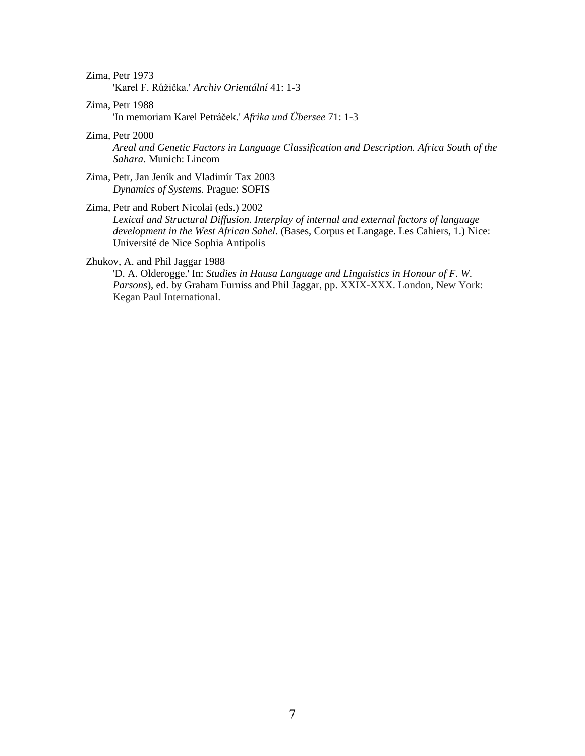Zima, Petr 1973
'Karel F. Růžička.' *Archiv Orientální* 41: 1-3

Zima, Petr 1988
'In memoriam Karel Petráček.' *Afrika und Übersee* 71: 1-3

Zima, Petr 2000
*Areal and Genetic Factors in Language Classification and Description. Africa South of the Sahara*. Munich: Lincom

Zima, Petr, Jan Jeník and Vladimír Tax 2003
*Dynamics of Systems.* Prague: SOFIS

Zima, Petr and Robert Nicolai (eds.) 2002
*Lexical and Structural Diffusion. Interplay of internal and external factors of language development in the West African Sahel.* (Bases, Corpus et Langage. Les Cahiers, 1.) Nice: Université de Nice Sophia Antipolis

Zhukov, A. and Phil Jaggar 1988
'D. A. Olderogge.' In: *Studies in Hausa Language and Linguistics in Honour of F. W. Parsons*), ed. by Graham Furniss and Phil Jaggar, pp. XXIX-XXX. London, New York: Kegan Paul International.